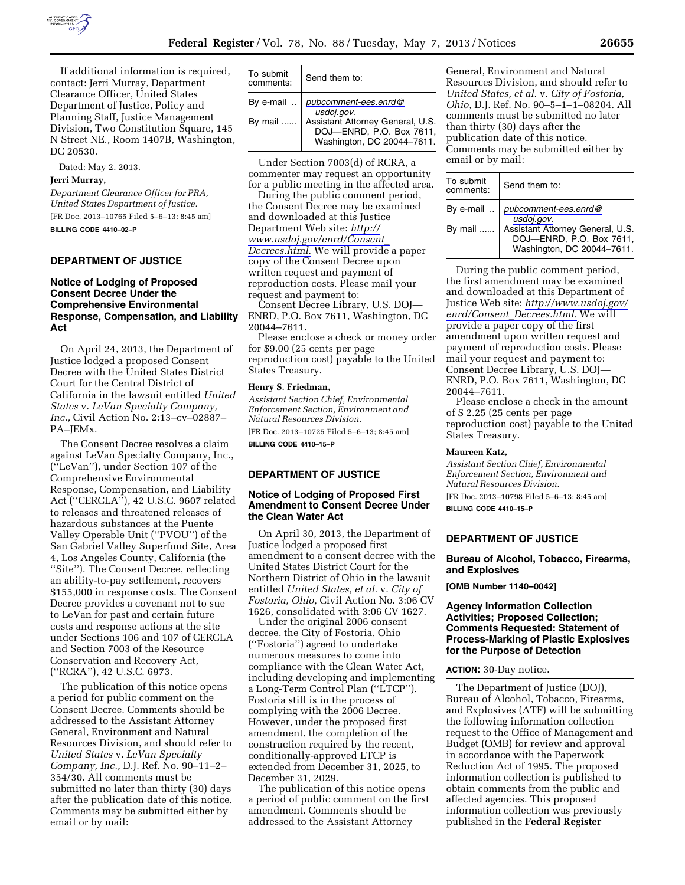If additional information is required, contact: Jerri Murray, Department Clearance Officer, United States Department of Justice, Policy and Planning Staff, Justice Management Division, Two Constitution Square, 145 N Street NE., Room 1407B, Washington, DC 20530.

Dated: May 2, 2013.

**Jerri Murray,**

*Department Clearance Officer for PRA, United States Department of Justice.*

[FR Doc. 2013–10765 Filed 5–6–13; 8:45 am]

**BILLING CODE 4410–02–P**

---

## DEPARTMENT OF JUSTICE

### Notice of Lodging of Proposed Consent Decree Under the Comprehensive Environmental Response, Compensation, and Liability Act

On April 24, 2013, the Department of Justice lodged a proposed Consent Decree with the United States District Court for the Central District of California in the lawsuit entitled *United States* v. *LeVan Specialty Company, Inc.,* Civil Action No. 2:13–cv–02887–PA–JEMx.

The Consent Decree resolves a claim against LeVan Specialty Company, Inc., (''LeVan''), under Section 107 of the Comprehensive Environmental Response, Compensation, and Liability Act (''CERCLA''), 42 U.S.C. 9607 related to releases and threatened releases of hazardous substances at the Puente Valley Operable Unit (''PVOU'') of the San Gabriel Valley Superfund Site, Area 4, Los Angeles County, California (the ''Site''). The Consent Decree, reflecting an ability-to-pay settlement, recovers $155,000 in response costs. The Consent Decree provides a covenant not to sue to LeVan for past and certain future costs and response actions at the site under Sections 106 and 107 of CERCLA and Section 7003 of the Resource Conservation and Recovery Act, (''RCRA''), 42 U.S.C. 6973.

The publication of this notice opens a period for public comment on the Consent Decree. Comments should be addressed to the Assistant Attorney General, Environment and Natural Resources Division, and should refer to *United States* v. *LeVan Specialty Company, Inc.,* D.J. Ref. No. 90–11–2–354/30. All comments must be submitted no later than thirty (30) days after the publication date of this notice. Comments may be submitted either by email or by mail:

| To submit comments: | Send them to: |
|---|---|
| By e-mail .. | *pubcomment-ees.enrd@usdoj.gov.* |
| By mail ...... | Assistant Attorney General, U.S. DOJ—ENRD, P.O. Box 7611, Washington, DC 20044–7611. |

Under Section 7003(d) of RCRA, a commenter may request an opportunity for a public meeting in the affected area.

During the public comment period, the Consent Decree may be examined and downloaded at this Justice Department Web site: *http://www.usdoj.gov/enrd/Consent_Decrees.html.* We will provide a paper copy of the Consent Decree upon written request and payment of reproduction costs. Please mail your request and payment to: Consent Decree Library, U.S. DOJ—ENRD, P.O. Box 7611, Washington, DC 20044–7611.

Please enclose a check or money order for $9.00 (25 cents per page reproduction cost) payable to the United States Treasury.

**Henry S. Friedman,**

*Assistant Section Chief, Environmental Enforcement Section, Environment and Natural Resources Division.*

[FR Doc. 2013–10725 Filed 5–6–13; 8:45 am]

**BILLING CODE 4410–15–P**

---

## DEPARTMENT OF JUSTICE

### Notice of Lodging of Proposed First Amendment to Consent Decree Under the Clean Water Act

On April 30, 2013, the Department of Justice lodged a proposed first amendment to a consent decree with the United States District Court for the Northern District of Ohio in the lawsuit entitled *United States, et al.* v. *City of Fostoria, Ohio,* Civil Action No. 3:06 CV 1626, consolidated with 3:06 CV 1627.

Under the original 2006 consent decree, the City of Fostoria, Ohio (''Fostoria'') agreed to undertake numerous measures to come into compliance with the Clean Water Act, including developing and implementing a Long-Term Control Plan (''LTCP''). Fostoria still is in the process of complying with the 2006 Decree. However, under the proposed first amendment, the completion of the construction required by the recent, conditionally-approved LTCP is extended from December 31, 2025, to December 31, 2029.

The publication of this notice opens a period of public comment on the first amendment. Comments should be addressed to the Assistant Attorney General, Environment and Natural Resources Division, and should refer to *United States, et al.* v. *City of Fostoria, Ohio,* D.J. Ref. No. 90–5–1–1–08204. All comments must be submitted no later than thirty (30) days after the publication date of this notice. Comments may be submitted either by email or by mail:

| To submit comments: | Send them to: |
|---|---|
| By e-mail .. | *pubcomment-ees.enrd@usdoj.gov.* |
| By mail ...... | Assistant Attorney General, U.S. DOJ—ENRD, P.O. Box 7611, Washington, DC 20044–7611. |

During the public comment period, the first amendment may be examined and downloaded at this Department of Justice Web site: *http://www.usdoj.gov/enrd/Consent_Decrees.html.* We will provide a paper copy of the first amendment upon written request and payment of reproduction costs. Please mail your request and payment to: Consent Decree Library, U.S. DOJ—ENRD, P.O. Box 7611, Washington, DC 20044–7611.

Please enclose a check in the amount of $ 2.25 (25 cents per page reproduction cost) payable to the United States Treasury.

**Maureen Katz,**

*Assistant Section Chief, Environmental Enforcement Section, Environment and Natural Resources Division.*

[FR Doc. 2013–10798 Filed 5–6–13; 8:45 am]

**BILLING CODE 4410–15–P**

---

## DEPARTMENT OF JUSTICE

### Bureau of Alcohol, Tobacco, Firearms, and Explosives

**[OMB Number 1140–0042]**

### Agency Information Collection Activities; Proposed Collection; Comments Requested: Statement of Process-Marking of Plastic Explosives for the Purpose of Detection

**ACTION:** 30-Day notice.

The Department of Justice (DOJ), Bureau of Alcohol, Tobacco, Firearms, and Explosives (ATF) will be submitting the following information collection request to the Office of Management and Budget (OMB) for review and approval in accordance with the Paperwork Reduction Act of 1995. The proposed information collection is published to obtain comments from the public and affected agencies. This proposed information collection was previously published in the **Federal Register**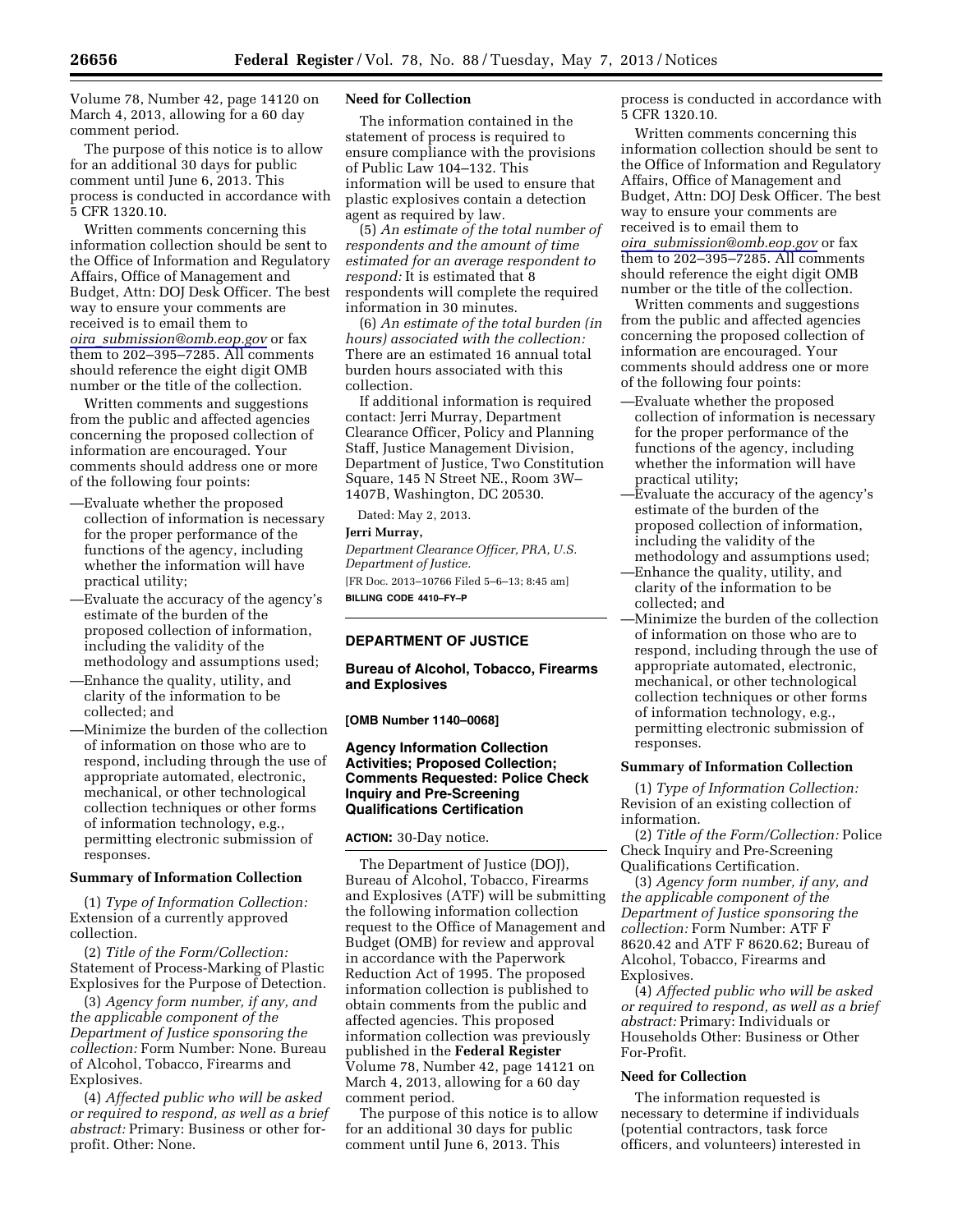Volume 78, Number 42, page 14120 on March 4, 2013, allowing for a 60 day comment period.

The purpose of this notice is to allow for an additional 30 days for public comment until June 6, 2013. This process is conducted in accordance with 5 CFR 1320.10.

Written comments concerning this information collection should be sent to the Office of Information and Regulatory Affairs, Office of Management and Budget, Attn: DOJ Desk Officer. The best way to ensure your comments are received is to email them to oira_submission@omb.eop.gov or fax them to 202–395–7285. All comments should reference the eight digit OMB number or the title of the collection.

Written comments and suggestions from the public and affected agencies concerning the proposed collection of information are encouraged. Your comments should address one or more of the following four points:

—Evaluate whether the proposed collection of information is necessary for the proper performance of the functions of the agency, including whether the information will have practical utility;
—Evaluate the accuracy of the agency's estimate of the burden of the proposed collection of information, including the validity of the methodology and assumptions used;
—Enhance the quality, utility, and clarity of the information to be collected; and
—Minimize the burden of the collection of information on those who are to respond, including through the use of appropriate automated, electronic, mechanical, or other technological collection techniques or other forms of information technology, e.g., permitting electronic submission of responses.

**Summary of Information Collection**

(1) *Type of Information Collection:* Extension of a currently approved collection.

(2) *Title of the Form/Collection:* Statement of Process-Marking of Plastic Explosives for the Purpose of Detection.

(3) *Agency form number, if any, and the applicable component of the Department of Justice sponsoring the collection:* Form Number: None. Bureau of Alcohol, Tobacco, Firearms and Explosives.

(4) *Affected public who will be asked or required to respond, as well as a brief abstract:* Primary: Business or other for-profit. Other: None.

**Need for Collection**

The information contained in the statement of process is required to ensure compliance with the provisions of Public Law 104–132. This information will be used to ensure that plastic explosives contain a detection agent as required by law.

(5) *An estimate of the total number of respondents and the amount of time estimated for an average respondent to respond:* It is estimated that 8 respondents will complete the required information in 30 minutes.

(6) *An estimate of the total burden (in hours) associated with the collection:* There are an estimated 16 annual total burden hours associated with this collection.

If additional information is required contact: Jerri Murray, Department Clearance Officer, Policy and Planning Staff, Justice Management Division, Department of Justice, Two Constitution Square, 145 N Street NE., Room 3W–1407B, Washington, DC 20530.

Dated: May 2, 2013.

**Jerri Murray,**

*Department Clearance Officer, PRA, U.S. Department of Justice.*

[FR Doc. 2013–10766 Filed 5–6–13; 8:45 am]

**BILLING CODE 4410–FY–P**

## DEPARTMENT OF JUSTICE

### Bureau of Alcohol, Tobacco, Firearms and Explosives

**[OMB Number 1140–0068]**

### Agency Information Collection Activities; Proposed Collection; Comments Requested: Police Check Inquiry and Pre-Screening Qualifications Certification

**ACTION:** 30-Day notice.

The Department of Justice (DOJ), Bureau of Alcohol, Tobacco, Firearms and Explosives (ATF) will be submitting the following information collection request to the Office of Management and Budget (OMB) for review and approval in accordance with the Paperwork Reduction Act of 1995. The proposed information collection is published to obtain comments from the public and affected agencies. This proposed information collection was previously published in the **Federal Register** Volume 78, Number 42, page 14121 on March 4, 2013, allowing for a 60 day comment period.

The purpose of this notice is to allow for an additional 30 days for public comment until June 6, 2013. This process is conducted in accordance with 5 CFR 1320.10.

Written comments concerning this information collection should be sent to the Office of Information and Regulatory Affairs, Office of Management and Budget, Attn: DOJ Desk Officer. The best way to ensure your comments are received is to email them to oira_submission@omb.eop.gov or fax them to 202–395–7285. All comments should reference the eight digit OMB number or the title of the collection.

Written comments and suggestions from the public and affected agencies concerning the proposed collection of information are encouraged. Your comments should address one or more of the following four points:

—Evaluate whether the proposed collection of information is necessary for the proper performance of the functions of the agency, including whether the information will have practical utility;
—Evaluate the accuracy of the agency's estimate of the burden of the proposed collection of information, including the validity of the methodology and assumptions used;
—Enhance the quality, utility, and clarity of the information to be collected; and
—Minimize the burden of the collection of information on those who are to respond, including through the use of appropriate automated, electronic, mechanical, or other technological collection techniques or other forms of information technology, e.g., permitting electronic submission of responses.

**Summary of Information Collection**

(1) *Type of Information Collection:* Revision of an existing collection of information.

(2) *Title of the Form/Collection:* Police Check Inquiry and Pre-Screening Qualifications Certification.

(3) *Agency form number, if any, and the applicable component of the Department of Justice sponsoring the collection:* Form Number: ATF F 8620.42 and ATF F 8620.62; Bureau of Alcohol, Tobacco, Firearms and Explosives.

(4) *Affected public who will be asked or required to respond, as well as a brief abstract:* Primary: Individuals or Households Other: Business or Other For-Profit.

**Need for Collection**

The information requested is necessary to determine if individuals (potential contractors, task force officers, and volunteers) interested in